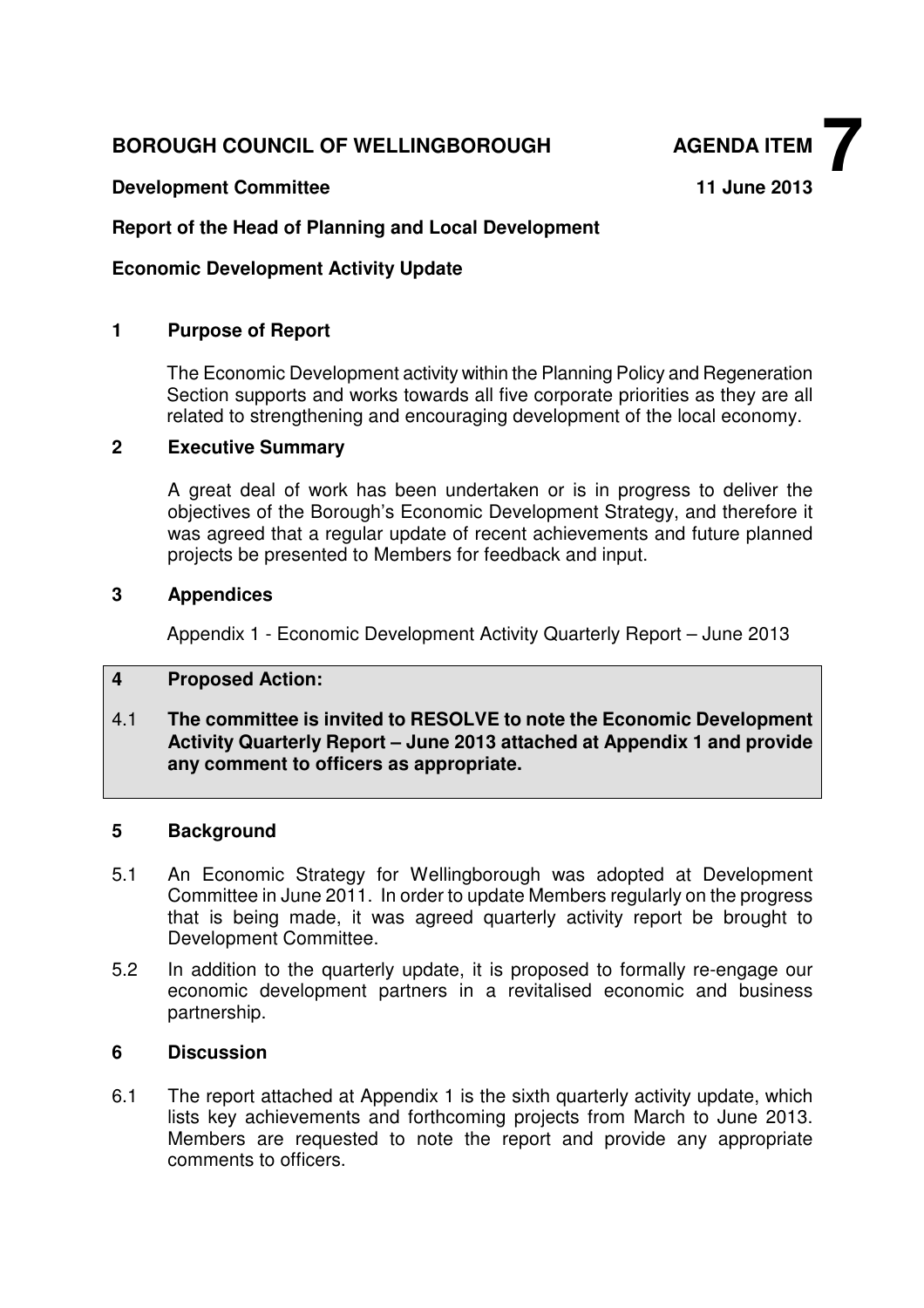**BOROUGH COUNCIL OF WELLINGBOROUGH** **AGENDA ITEM 7**

**Development Committee** **11 June 2013**

**Report of the Head of Planning and Local Development**

**Economic Development Activity Update**

## 1 Purpose of Report

The Economic Development activity within the Planning Policy and Regeneration Section supports and works towards all five corporate priorities as they are all related to strengthening and encouraging development of the local economy.

## 2 Executive Summary

A great deal of work has been undertaken or is in progress to deliver the objectives of the Borough's Economic Development Strategy, and therefore it was agreed that a regular update of recent achievements and future planned projects be presented to Members for feedback and input.

## 3 Appendices

Appendix 1 - Economic Development Activity Quarterly Report – June 2013

## 4 Proposed Action:

4.1 **The committee is invited to RESOLVE to note the Economic Development Activity Quarterly Report – June 2013 attached at Appendix 1 and provide any comment to officers as appropriate.**

## 5 Background

5.1 An Economic Strategy for Wellingborough was adopted at Development Committee in June 2011. In order to update Members regularly on the progress that is being made, it was agreed quarterly activity report be brought to Development Committee.

5.2 In addition to the quarterly update, it is proposed to formally re-engage our economic development partners in a revitalised economic and business partnership.

## 6 Discussion

6.1 The report attached at Appendix 1 is the sixth quarterly activity update, which lists key achievements and forthcoming projects from March to June 2013. Members are requested to note the report and provide any appropriate comments to officers.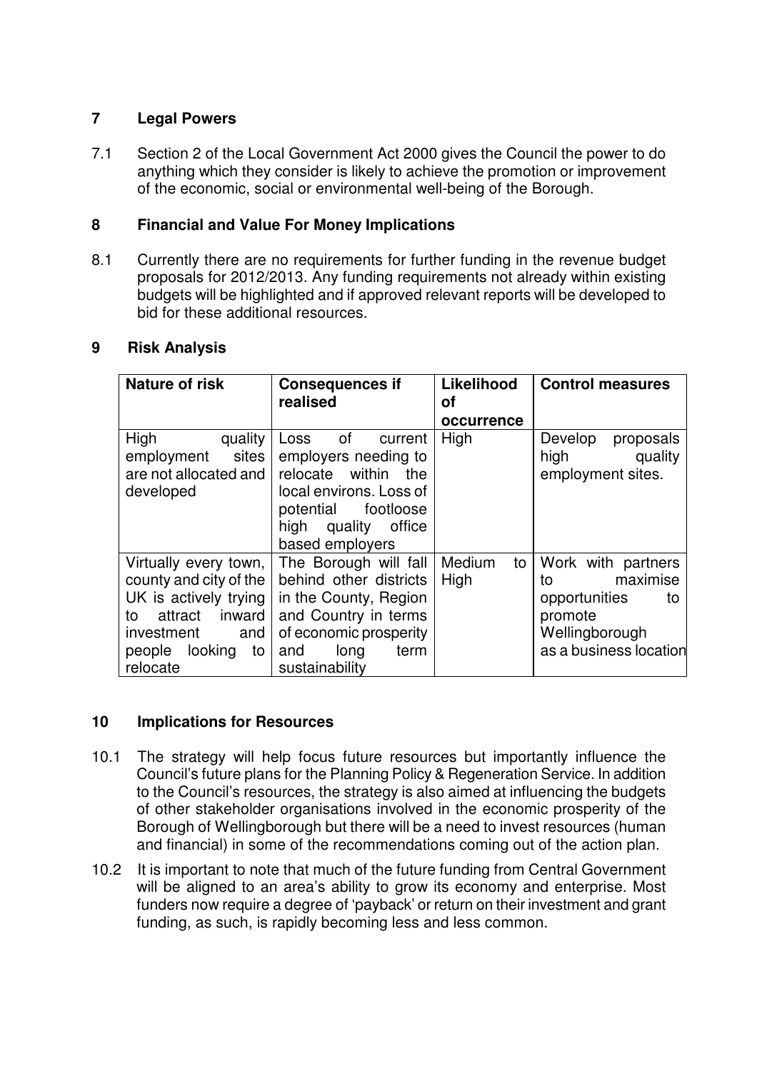## 7 Legal Powers

7.1 Section 2 of the Local Government Act 2000 gives the Council the power to do anything which they consider is likely to achieve the promotion or improvement of the economic, social or environmental well-being of the Borough.

## 8 Financial and Value For Money Implications

8.1 Currently there are no requirements for further funding in the revenue budget proposals for 2012/2013. Any funding requirements not already within existing budgets will be highlighted and if approved relevant reports will be developed to bid for these additional resources.

## 9 Risk Analysis

| Nature of risk | Consequences if realised | Likelihood of occurrence | Control measures |
|---|---|---|---|
| High quality employment sites are not allocated and developed | Loss of current employers needing to relocate within the local environs. Loss of potential footloose high quality office based employers | High | Develop proposals high quality employment sites. |
| Virtually every town, county and city of the UK is actively trying to attract inward investment and people looking to relocate | The Borough will fall behind other districts in the County, Region and Country in terms of economic prosperity and long term sustainability | Medium to High | Work with partners to maximise opportunities to promote Wellingborough as a business location |

## 10 Implications for Resources

10.1 The strategy will help focus future resources but importantly influence the Council's future plans for the Planning Policy & Regeneration Service. In addition to the Council's resources, the strategy is also aimed at influencing the budgets of other stakeholder organisations involved in the economic prosperity of the Borough of Wellingborough but there will be a need to invest resources (human and financial) in some of the recommendations coming out of the action plan.

10.2 It is important to note that much of the future funding from Central Government will be aligned to an area's ability to grow its economy and enterprise. Most funders now require a degree of 'payback' or return on their investment and grant funding, as such, is rapidly becoming less and less common.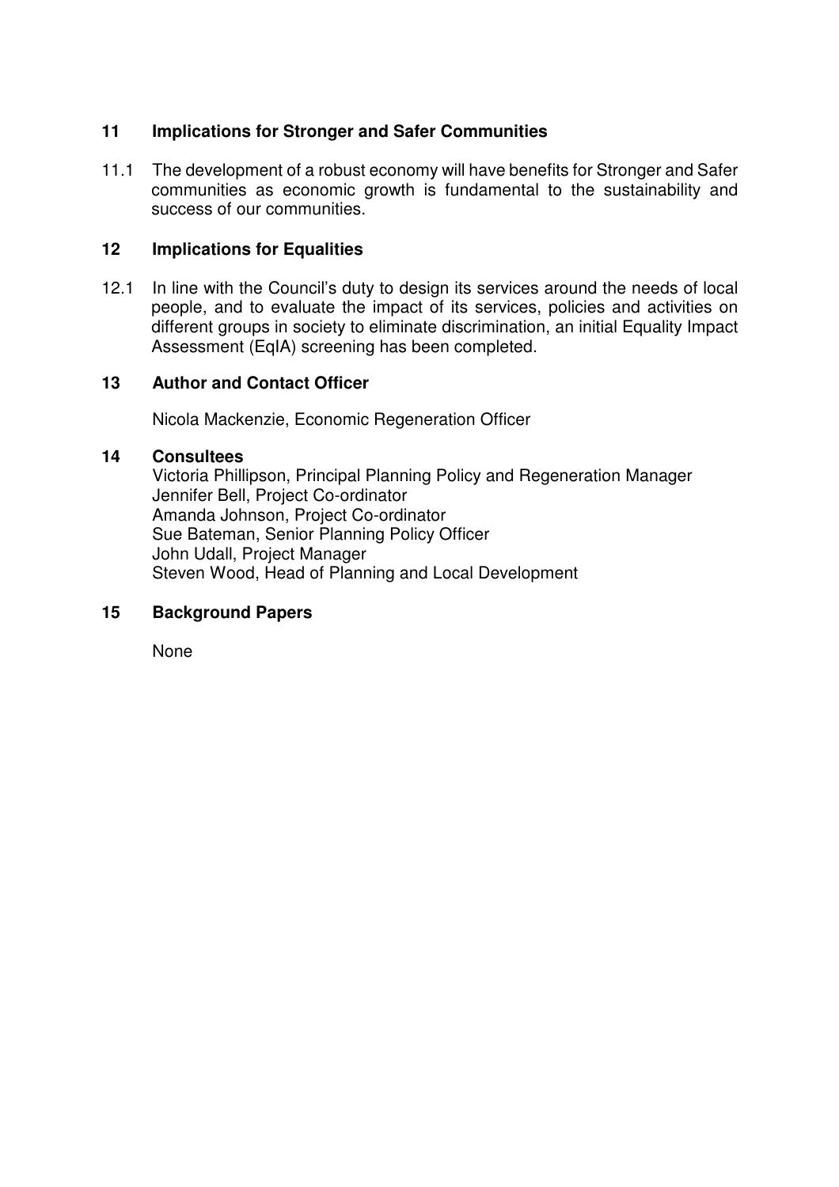## 11 Implications for Stronger and Safer Communities

11.1 The development of a robust economy will have benefits for Stronger and Safer communities as economic growth is fundamental to the sustainability and success of our communities.

## 12 Implications for Equalities

12.1 In line with the Council's duty to design its services around the needs of local people, and to evaluate the impact of its services, policies and activities on different groups in society to eliminate discrimination, an initial Equality Impact Assessment (EqIA) screening has been completed.

## 13 Author and Contact Officer

Nicola Mackenzie, Economic Regeneration Officer

## 14 Consultees

Victoria Phillipson, Principal Planning Policy and Regeneration Manager
Jennifer Bell, Project Co-ordinator
Amanda Johnson, Project Co-ordinator
Sue Bateman, Senior Planning Policy Officer
John Udall, Project Manager
Steven Wood, Head of Planning and Local Development

## 15 Background Papers

None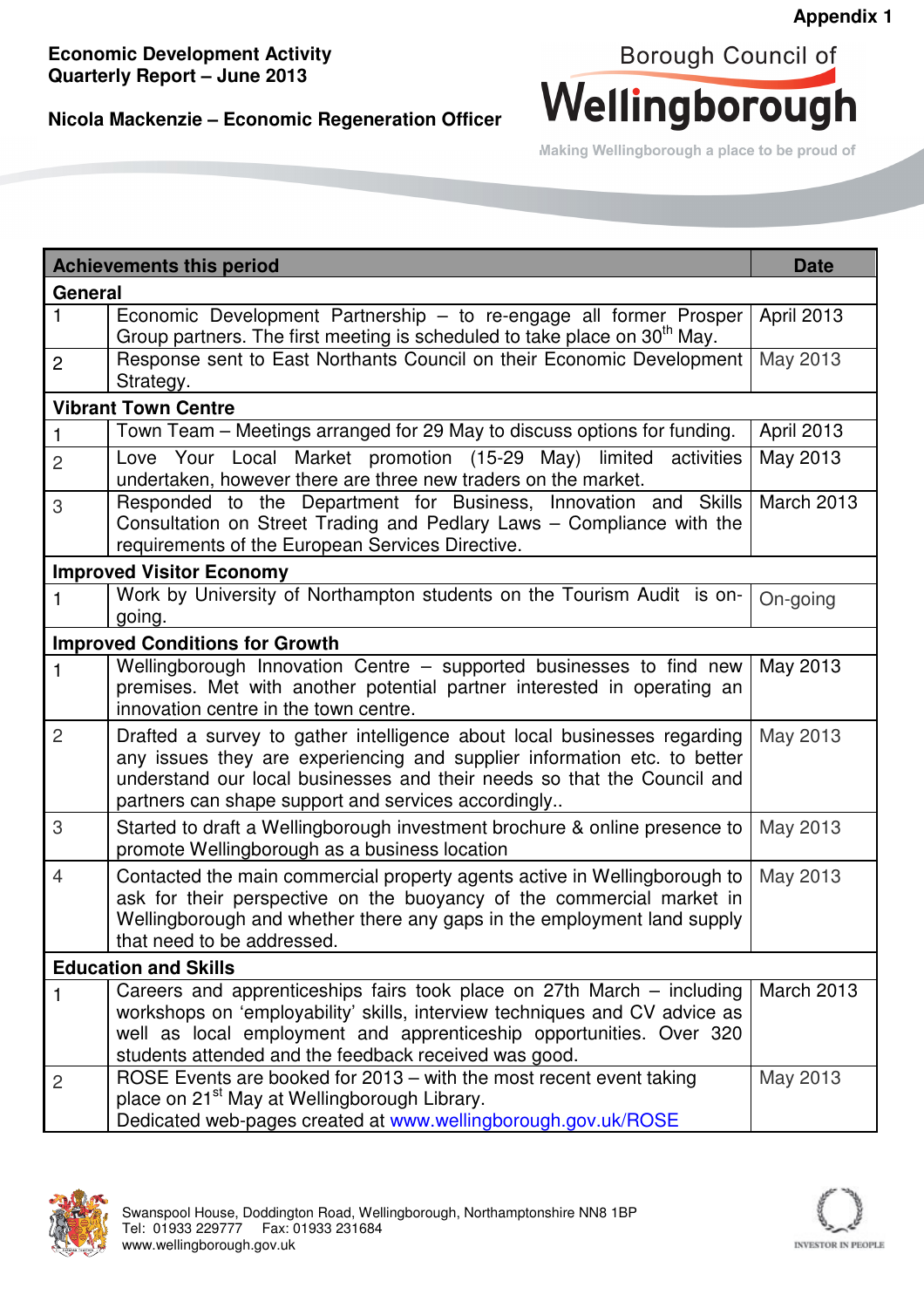**Appendix 1**

**Economic Development Activity Quarterly Report – June 2013**

**Nicola Mackenzie – Economic Regeneration Officer**

Borough Council of Wellingborough

Making Wellingborough a place to be proud of

| | Achievements this period | Date |
|---|---|---|
| **General** | | |
| 1 | Economic Development Partnership – to re-engage all former Prosper Group partners. The first meeting is scheduled to take place on 30th May. | April 2013 |
| 2 | Response sent to East Northants Council on their Economic Development Strategy. | May 2013 |
| **Vibrant Town Centre** | | |
| 1 | Town Team – Meetings arranged for 29 May to discuss options for funding. | April 2013 |
| 2 | Love Your Local Market promotion (15-29 May) limited activities undertaken, however there are three new traders on the market. | May 2013 |
| 3 | Responded to the Department for Business, Innovation and Skills Consultation on Street Trading and Pedlary Laws – Compliance with the requirements of the European Services Directive. | March 2013 |
| **Improved Visitor Economy** | | |
| 1 | Work by University of Northampton students on the Tourism Audit is on-going. | On-going |
| **Improved Conditions for Growth** | | |
| 1 | Wellingborough Innovation Centre – supported businesses to find new premises. Met with another potential partner interested in operating an innovation centre in the town centre. | May 2013 |
| 2 | Drafted a survey to gather intelligence about local businesses regarding any issues they are experiencing and supplier information etc. to better understand our local businesses and their needs so that the Council and partners can shape support and services accordingly.. | May 2013 |
| 3 | Started to draft a Wellingborough investment brochure & online presence to promote Wellingborough as a business location | May 2013 |
| 4 | Contacted the main commercial property agents active in Wellingborough to ask for their perspective on the buoyancy of the commercial market in Wellingborough and whether there any gaps in the employment land supply that need to be addressed. | May 2013 |
| **Education and Skills** | | |
| 1 | Careers and apprenticeships fairs took place on 27th March – including workshops on 'employability' skills, interview techniques and CV advice as well as local employment and apprenticeship opportunities. Over 320 students attended and the feedback received was good. | March 2013 |
| 2 | ROSE Events are booked for 2013 – with the most recent event taking place on 21st May at Wellingborough Library. Dedicated web-pages created at www.wellingborough.gov.uk/ROSE | May 2013 |

Swanspool House, Doddington Road, Wellingborough, Northamptonshire NN8 1BP
Tel: 01933 229777 Fax: 01933 231684
www.wellingborough.gov.uk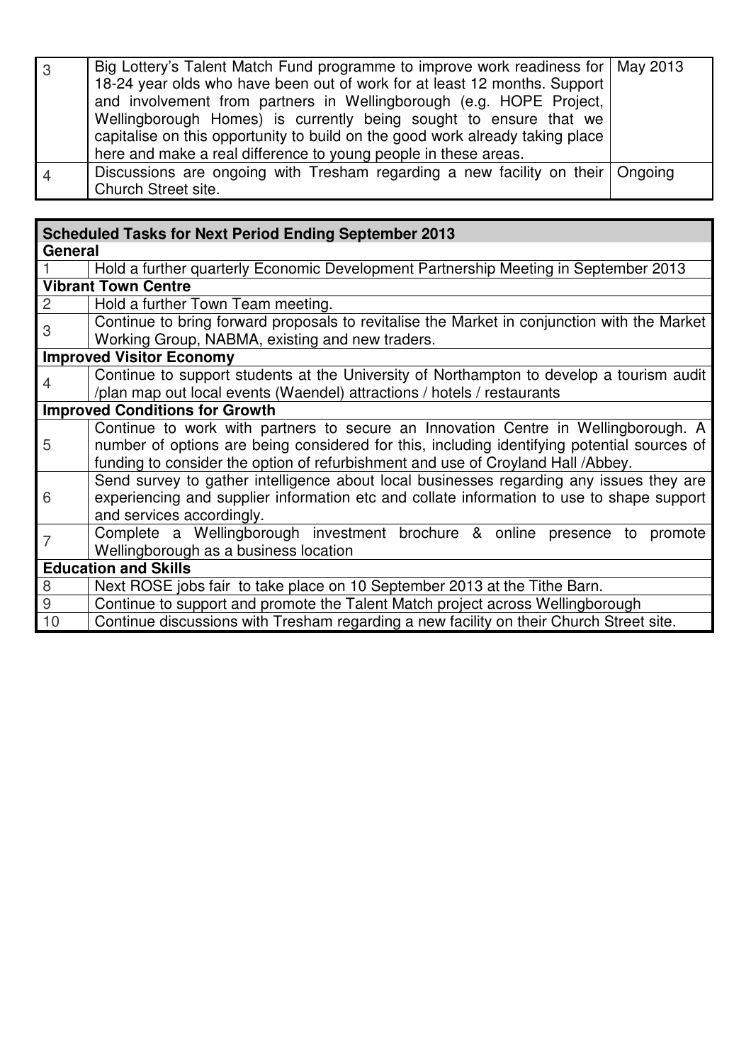| | | |
|---|---|---|
| 3 | Big Lottery's Talent Match Fund programme to improve work readiness for 18-24 year olds who have been out of work for at least 12 months. Support and involvement from partners in Wellingborough (e.g. HOPE Project, Wellingborough Homes) is currently being sought to ensure that we capitalise on this opportunity to build on the good work already taking place here and make a real difference to young people in these areas. | May 2013 |
| 4 | Discussions are ongoing with Tresham regarding a new facility on their Church Street site. | Ongoing |

| **Scheduled Tasks for Next Period Ending September 2013** | |
|---|---|
| **General** | |
| 1 | Hold a further quarterly Economic Development Partnership Meeting in September 2013 |
| **Vibrant Town Centre** | |
| 2 | Hold a further Town Team meeting. |
| 3 | Continue to bring forward proposals to revitalise the Market in conjunction with the Market Working Group, NABMA, existing and new traders. |
| **Improved Visitor Economy** | |
| 4 | Continue to support students at the University of Northampton to develop a tourism audit /plan map out local events (Waendel) attractions / hotels / restaurants |
| **Improved Conditions for Growth** | |
| 5 | Continue to work with partners to secure an Innovation Centre in Wellingborough. A number of options are being considered for this, including identifying potential sources of funding to consider the option of refurbishment and use of Croyland Hall /Abbey. |
| 6 | Send survey to gather intelligence about local businesses regarding any issues they are experiencing and supplier information etc and collate information to use to shape support and services accordingly. |
| 7 | Complete a Wellingborough investment brochure & online presence to promote Wellingborough as a business location |
| **Education and Skills** | |
| 8 | Next ROSE jobs fair to take place on 10 September 2013 at the Tithe Barn. |
| 9 | Continue to support and promote the Talent Match project across Wellingborough |
| 10 | Continue discussions with Tresham regarding a new facility on their Church Street site. |